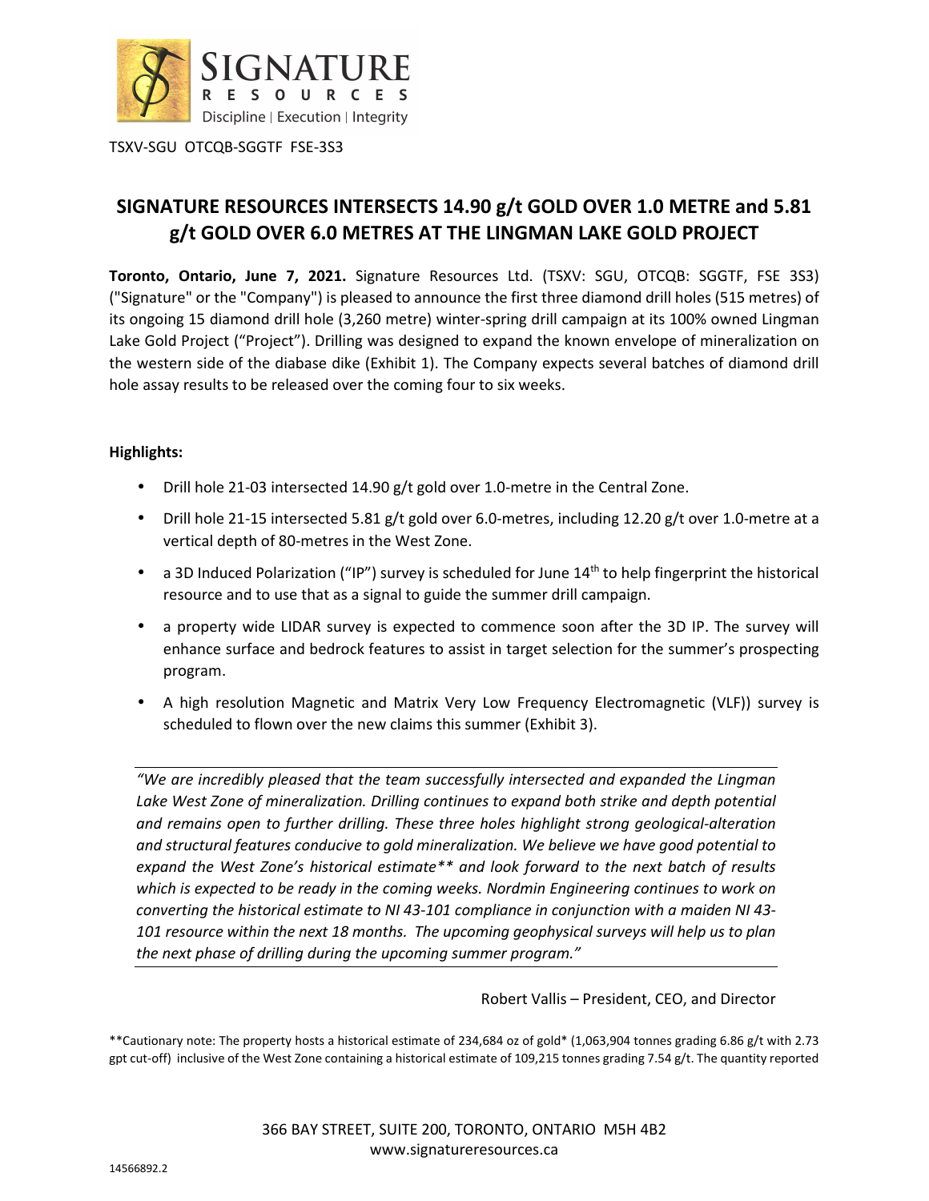SIGNATURE RESOURCES

Discipline | Execution | Integrity

TSXV-SGU OTCQB-SGGTF FSE-3S3

# SIGNATURE RESOURCES INTERSECTS 14.90 g/t GOLD OVER 1.0 METRE and 5.81 g/t GOLD OVER 6.0 METRES AT THE LINGMAN LAKE GOLD PROJECT

**Toronto, Ontario, June 7, 2021.** Signature Resources Ltd. (TSXV: SGU, OTCQB: SGGTF, FSE 3S3) ("Signature" or the "Company") is pleased to announce the first three diamond drill holes (515 metres) of its ongoing 15 diamond drill hole (3,260 metre) winter-spring drill campaign at its 100% owned Lingman Lake Gold Project ("Project"). Drilling was designed to expand the known envelope of mineralization on the western side of the diabase dike (Exhibit 1). The Company expects several batches of diamond drill hole assay results to be released over the coming four to six weeks.

**Highlights:**

- Drill hole 21-03 intersected 14.90 g/t gold over 1.0-metre in the Central Zone.
- Drill hole 21-15 intersected 5.81 g/t gold over 6.0-metres, including 12.20 g/t over 1.0-metre at a vertical depth of 80-metres in the West Zone.
- a 3D Induced Polarization ("IP") survey is scheduled for June 14th to help fingerprint the historical resource and to use that as a signal to guide the summer drill campaign.
- a property wide LIDAR survey is expected to commence soon after the 3D IP. The survey will enhance surface and bedrock features to assist in target selection for the summer's prospecting program.
- A high resolution Magnetic and Matrix Very Low Frequency Electromagnetic (VLF)) survey is scheduled to flown over the new claims this summer (Exhibit 3).

*"We are incredibly pleased that the team successfully intersected and expanded the Lingman Lake West Zone of mineralization. Drilling continues to expand both strike and depth potential and remains open to further drilling. These three holes highlight strong geological-alteration and structural features conducive to gold mineralization. We believe we have good potential to expand the West Zone's historical estimate** and look forward to the next batch of results which is expected to be ready in the coming weeks. Nordmin Engineering continues to work on converting the historical estimate to NI 43-101 compliance in conjunction with a maiden NI 43-101 resource within the next 18 months. The upcoming geophysical surveys will help us to plan the next phase of drilling during the upcoming summer program."*

Robert Vallis – President, CEO, and Director

**Cautionary note: The property hosts a historical estimate of 234,684 oz of gold* (1,063,904 tonnes grading 6.86 g/t with 2.73 gpt cut-off) inclusive of the West Zone containing a historical estimate of 109,215 tonnes grading 7.54 g/t. The quantity reported

366 BAY STREET, SUITE 200, TORONTO, ONTARIO M5H 4B2
www.signatureresources.ca

14566892.2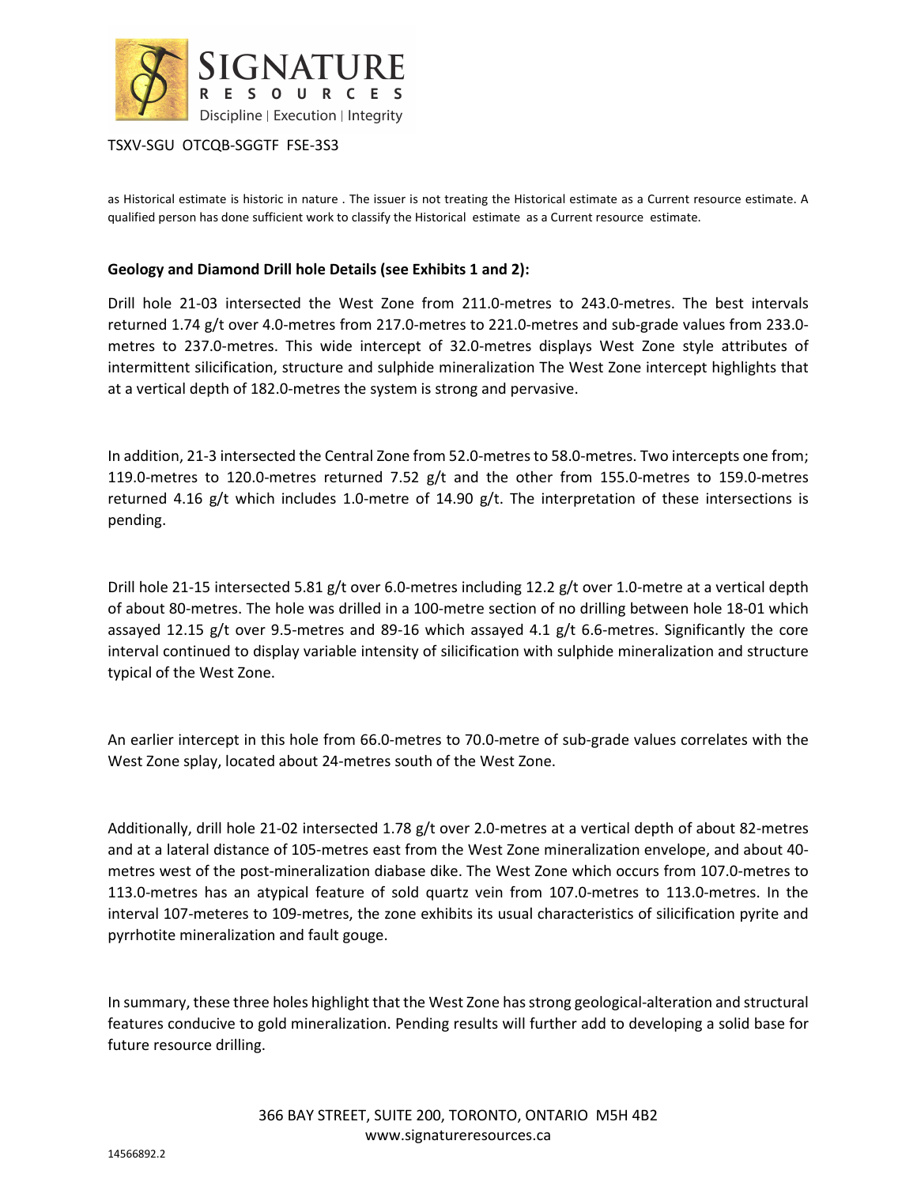as Historical estimate is historic in nature . The issuer is not treating the Historical estimate as a Current resource estimate. A qualified person has done sufficient work to classify the Historical estimate as a Current resource estimate.

**Geology and Diamond Drill hole Details (see Exhibits 1 and 2):**

Drill hole 21-03 intersected the West Zone from 211.0-metres to 243.0-metres. The best intervals returned 1.74 g/t over 4.0-metres from 217.0-metres to 221.0-metres and sub-grade values from 233.0-metres to 237.0-metres. This wide intercept of 32.0-metres displays West Zone style attributes of intermittent silicification, structure and sulphide mineralization The West Zone intercept highlights that at a vertical depth of 182.0-metres the system is strong and pervasive.

In addition, 21-3 intersected the Central Zone from 52.0-metres to 58.0-metres. Two intercepts one from; 119.0-metres to 120.0-metres returned 7.52 g/t and the other from 155.0-metres to 159.0-metres returned 4.16 g/t which includes 1.0-metre of 14.90 g/t. The interpretation of these intersections is pending.

Drill hole 21-15 intersected 5.81 g/t over 6.0-metres including 12.2 g/t over 1.0-metre at a vertical depth of about 80-metres. The hole was drilled in a 100-metre section of no drilling between hole 18-01 which assayed 12.15 g/t over 9.5-metres and 89-16 which assayed 4.1 g/t 6.6-metres. Significantly the core interval continued to display variable intensity of silicification with sulphide mineralization and structure typical of the West Zone.

An earlier intercept in this hole from 66.0-metres to 70.0-metre of sub-grade values correlates with the West Zone splay, located about 24-metres south of the West Zone.

Additionally, drill hole 21-02 intersected 1.78 g/t over 2.0-metres at a vertical depth of about 82-metres and at a lateral distance of 105-metres east from the West Zone mineralization envelope, and about 40-metres west of the post-mineralization diabase dike. The West Zone which occurs from 107.0-metres to 113.0-metres has an atypical feature of sold quartz vein from 107.0-metres to 113.0-metres. In the interval 107-meteres to 109-metres, the zone exhibits its usual characteristics of silicification pyrite and pyrrhotite mineralization and fault gouge.

In summary, these three holes highlight that the West Zone has strong geological-alteration and structural features conducive to gold mineralization. Pending results will further add to developing a solid base for future resource drilling.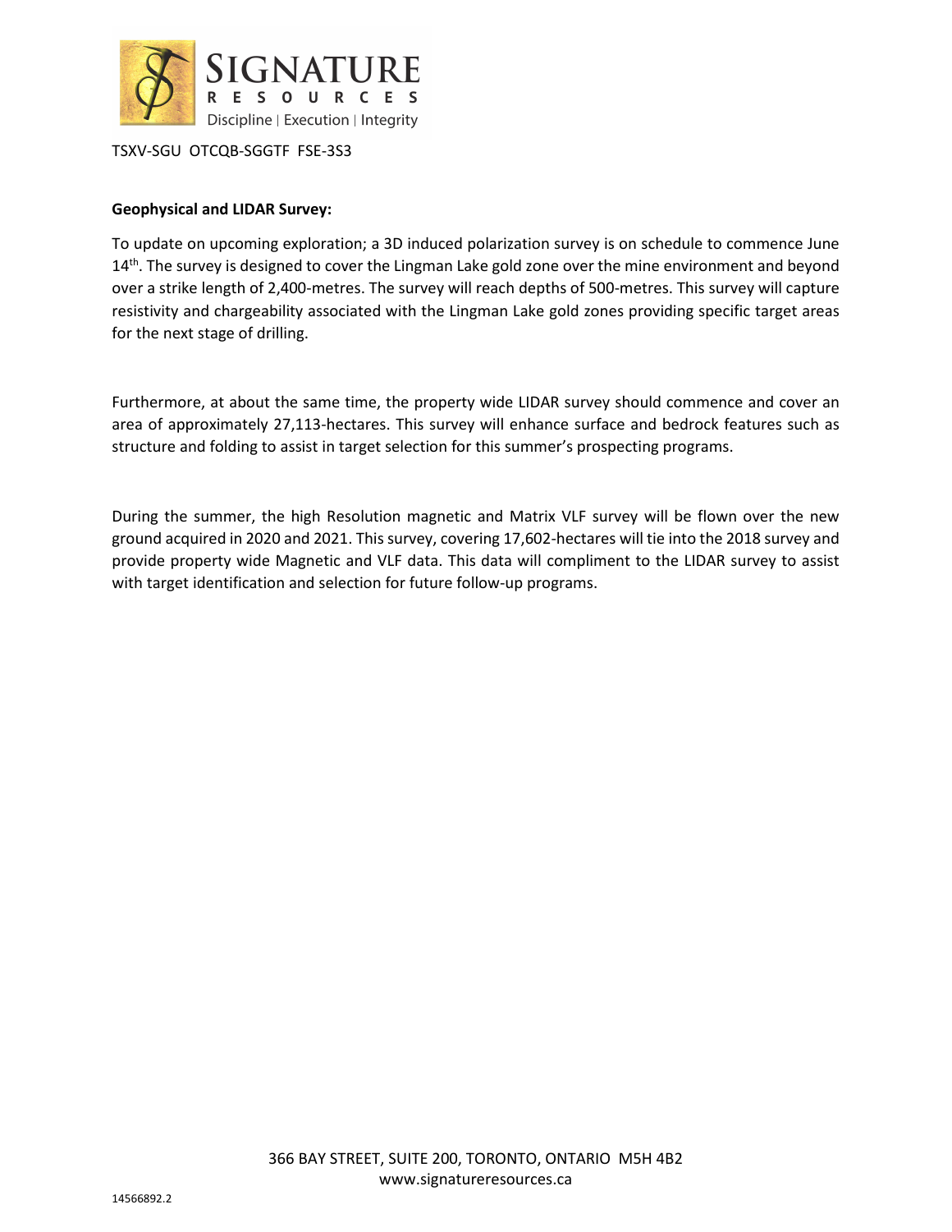TSXV-SGU OTCQB-SGGTF FSE-3S3

**Geophysical and LIDAR Survey:**

To update on upcoming exploration; a 3D induced polarization survey is on schedule to commence June 14th. The survey is designed to cover the Lingman Lake gold zone over the mine environment and beyond over a strike length of 2,400-metres. The survey will reach depths of 500-metres. This survey will capture resistivity and chargeability associated with the Lingman Lake gold zones providing specific target areas for the next stage of drilling.

Furthermore, at about the same time, the property wide LIDAR survey should commence and cover an area of approximately 27,113-hectares. This survey will enhance surface and bedrock features such as structure and folding to assist in target selection for this summer's prospecting programs.

During the summer, the high Resolution magnetic and Matrix VLF survey will be flown over the new ground acquired in 2020 and 2021. This survey, covering 17,602-hectares will tie into the 2018 survey and provide property wide Magnetic and VLF data. This data will compliment to the LIDAR survey to assist with target identification and selection for future follow-up programs.

366 BAY STREET, SUITE 200, TORONTO, ONTARIO M5H 4B2
www.signatureresources.ca

14566892.2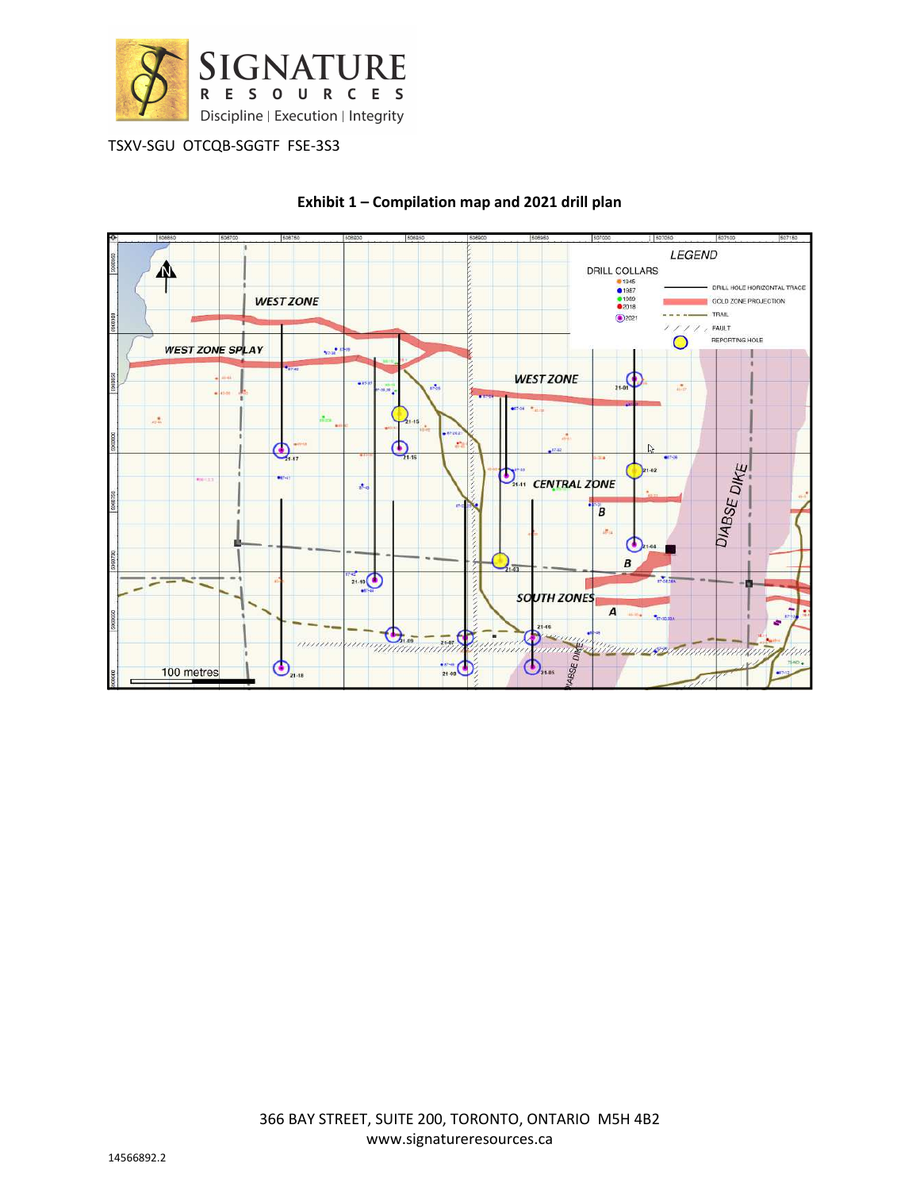**Exhibit 1 – Compilation map and 2021 drill plan**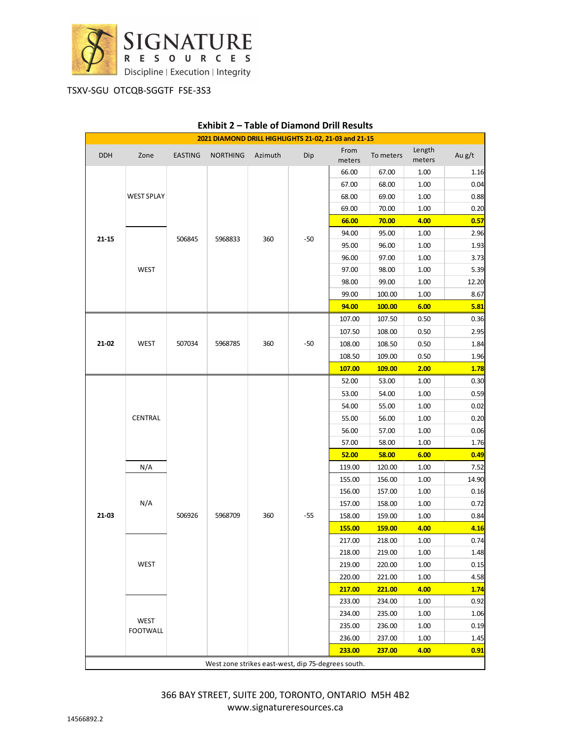TSXV-SGU OTCQB-SGGTF FSE-3S3

## Exhibit 2 – Table of Diamond Drill Results

| 2021 DIAMOND DRILL HIGHLIGHTS 21-02, 21-03 and 21-15 | | | | | | | | | |
|---|---|---|---|---|---|---|---|---|---|
| DDH | Zone | EASTING | NORTHING | Azimuth | Dip | From meters | To meters | Length meters | Au g/t |
| 21-15 | WEST SPLAY | 506845 | 5968833 | 360 | -50 | 66.00 | 67.00 | 1.00 | 1.16 |
| | | | | | | 67.00 | 68.00 | 1.00 | 0.04 |
| | | | | | | 68.00 | 69.00 | 1.00 | 0.88 |
| | | | | | | 69.00 | 70.00 | 1.00 | 0.20 |
| | | | | | | **66.00** | **70.00** | **4.00** | **0.57** |
| | WEST | | | | | 94.00 | 95.00 | 1.00 | 2.96 |
| | | | | | | 95.00 | 96.00 | 1.00 | 1.93 |
| | | | | | | 96.00 | 97.00 | 1.00 | 3.73 |
| | | | | | | 97.00 | 98.00 | 1.00 | 5.39 |
| | | | | | | 98.00 | 99.00 | 1.00 | 12.20 |
| | | | | | | 99.00 | 100.00 | 1.00 | 8.67 |
| | | | | | | **94.00** | **100.00** | **6.00** | **5.81** |
| 21-02 | WEST | 507034 | 5968785 | 360 | -50 | 107.00 | 107.50 | 0.50 | 0.36 |
| | | | | | | 107.50 | 108.00 | 0.50 | 2.95 |
| | | | | | | 108.00 | 108.50 | 0.50 | 1.84 |
| | | | | | | 108.50 | 109.00 | 0.50 | 1.96 |
| | | | | | | **107.00** | **109.00** | **2.00** | **1.78** |
| 21-03 | CENTRAL | 506926 | 5968709 | 360 | -55 | 52.00 | 53.00 | 1.00 | 0.30 |
| | | | | | | 53.00 | 54.00 | 1.00 | 0.59 |
| | | | | | | 54.00 | 55.00 | 1.00 | 0.02 |
| | | | | | | 55.00 | 56.00 | 1.00 | 0.20 |
| | | | | | | 56.00 | 57.00 | 1.00 | 0.06 |
| | | | | | | 57.00 | 58.00 | 1.00 | 1.76 |
| | | | | | | **52.00** | **58.00** | **6.00** | **0.49** |
| | N/A | | | | | 119.00 | 120.00 | 1.00 | 7.52 |
| | N/A | | | | | 155.00 | 156.00 | 1.00 | 14.90 |
| | | | | | | 156.00 | 157.00 | 1.00 | 0.16 |
| | | | | | | 157.00 | 158.00 | 1.00 | 0.72 |
| | | | | | | 158.00 | 159.00 | 1.00 | 0.84 |
| | | | | | | **155.00** | **159.00** | **4.00** | **4.16** |
| | WEST | | | | | 217.00 | 218.00 | 1.00 | 0.74 |
| | | | | | | 218.00 | 219.00 | 1.00 | 1.48 |
| | | | | | | 219.00 | 220.00 | 1.00 | 0.15 |
| | | | | | | 220.00 | 221.00 | 1.00 | 4.58 |
| | | | | | | **217.00** | **221.00** | **4.00** | **1.74** |
| | WEST FOOTWALL | | | | | 233.00 | 234.00 | 1.00 | 0.92 |
| | | | | | | 234.00 | 235.00 | 1.00 | 1.06 |
| | | | | | | 235.00 | 236.00 | 1.00 | 0.19 |
| | | | | | | 236.00 | 237.00 | 1.00 | 1.45 |
| | | | | | | **233.00** | **237.00** | **4.00** | **0.91** |
| West zone strikes east-west, dip 75-degrees south. | | | | | | | | | |

366 BAY STREET, SUITE 200, TORONTO, ONTARIO M5H 4B2
www.signatureresources.ca

14566892.2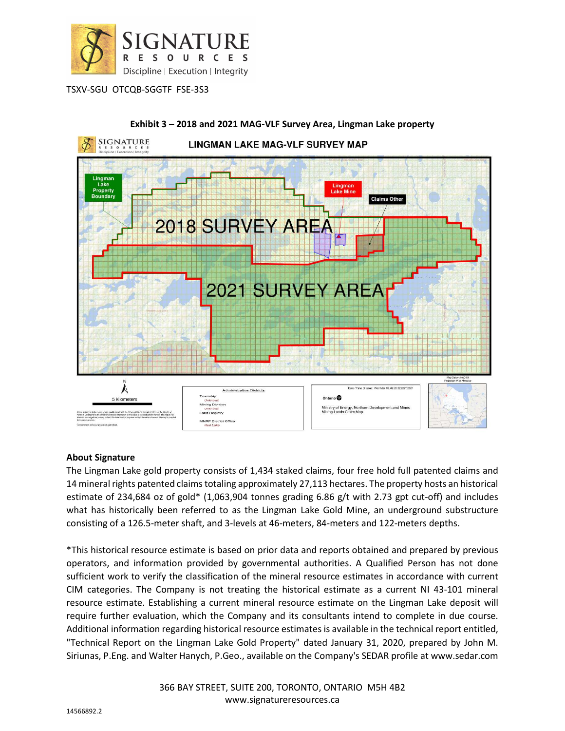TSXV-SGU OTCQB-SGGTF FSE-3S3

**Exhibit 3 – 2018 and 2021 MAG-VLF Survey Area, Lingman Lake property**

## About Signature

The Lingman Lake gold property consists of 1,434 staked claims, four free hold full patented claims and 14 mineral rights patented claims totaling approximately 27,113 hectares. The property hosts an historical estimate of 234,684 oz of gold* (1,063,904 tonnes grading 6.86 g/t with 2.73 gpt cut-off) and includes what has historically been referred to as the Lingman Lake Gold Mine, an underground substructure consisting of a 126.5-meter shaft, and 3-levels at 46-meters, 84-meters and 122-meters depths.

*This historical resource estimate is based on prior data and reports obtained and prepared by previous operators, and information provided by governmental authorities. A Qualified Person has not done sufficient work to verify the classification of the mineral resource estimates in accordance with current CIM categories. The Company is not treating the historical estimate as a current NI 43-101 mineral resource estimate. Establishing a current mineral resource estimate on the Lingman Lake deposit will require further evaluation, which the Company and its consultants intend to complete in due course. Additional information regarding historical resource estimates is available in the technical report entitled, "Technical Report on the Lingman Lake Gold Property" dated January 31, 2020, prepared by John M. Siriunas, P.Eng. and Walter Hanych, P.Geo., available on the Company's SEDAR profile at www.sedar.com

366 BAY STREET, SUITE 200, TORONTO, ONTARIO M5H 4B2
www.signatureresources.ca

14566892.2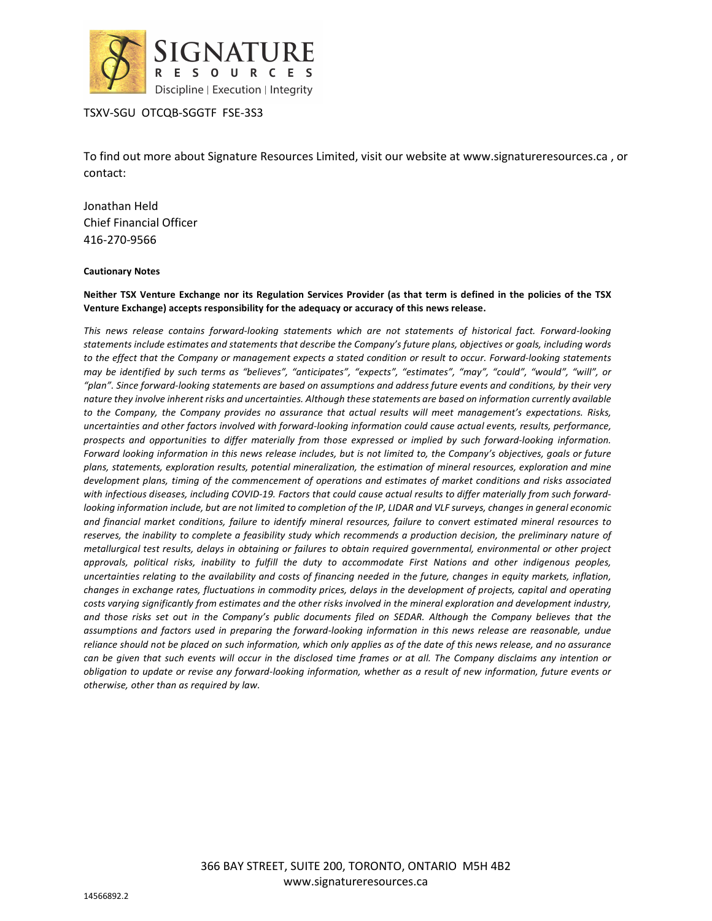TSXV-SGU OTCQB-SGGTF FSE-3S3

To find out more about Signature Resources Limited, visit our website at www.signatureresources.ca , or contact:

Jonathan Held
Chief Financial Officer
416-270-9566

**Cautionary Notes**

**Neither TSX Venture Exchange nor its Regulation Services Provider (as that term is defined in the policies of the TSX Venture Exchange) accepts responsibility for the adequacy or accuracy of this news release.**

*This news release contains forward-looking statements which are not statements of historical fact. Forward-looking statements include estimates and statements that describe the Company's future plans, objectives or goals, including words to the effect that the Company or management expects a stated condition or result to occur. Forward-looking statements may be identified by such terms as "believes", "anticipates", "expects", "estimates", "may", "could", "would", "will", or "plan". Since forward-looking statements are based on assumptions and address future events and conditions, by their very nature they involve inherent risks and uncertainties. Although these statements are based on information currently available to the Company, the Company provides no assurance that actual results will meet management's expectations. Risks, uncertainties and other factors involved with forward-looking information could cause actual events, results, performance, prospects and opportunities to differ materially from those expressed or implied by such forward-looking information. Forward looking information in this news release includes, but is not limited to, the Company's objectives, goals or future plans, statements, exploration results, potential mineralization, the estimation of mineral resources, exploration and mine development plans, timing of the commencement of operations and estimates of market conditions and risks associated with infectious diseases, including COVID-19. Factors that could cause actual results to differ materially from such forward-looking information include, but are not limited to completion of the IP, LIDAR and VLF surveys, changes in general economic and financial market conditions, failure to identify mineral resources, failure to convert estimated mineral resources to reserves, the inability to complete a feasibility study which recommends a production decision, the preliminary nature of metallurgical test results, delays in obtaining or failures to obtain required governmental, environmental or other project approvals, political risks, inability to fulfill the duty to accommodate First Nations and other indigenous peoples, uncertainties relating to the availability and costs of financing needed in the future, changes in equity markets, inflation, changes in exchange rates, fluctuations in commodity prices, delays in the development of projects, capital and operating costs varying significantly from estimates and the other risks involved in the mineral exploration and development industry, and those risks set out in the Company's public documents filed on SEDAR. Although the Company believes that the assumptions and factors used in preparing the forward-looking information in this news release are reasonable, undue reliance should not be placed on such information, which only applies as of the date of this news release, and no assurance can be given that such events will occur in the disclosed time frames or at all. The Company disclaims any intention or obligation to update or revise any forward-looking information, whether as a result of new information, future events or otherwise, other than as required by law.*

366 BAY STREET, SUITE 200, TORONTO, ONTARIO M5H 4B2
www.signatureresources.ca

14566892.2